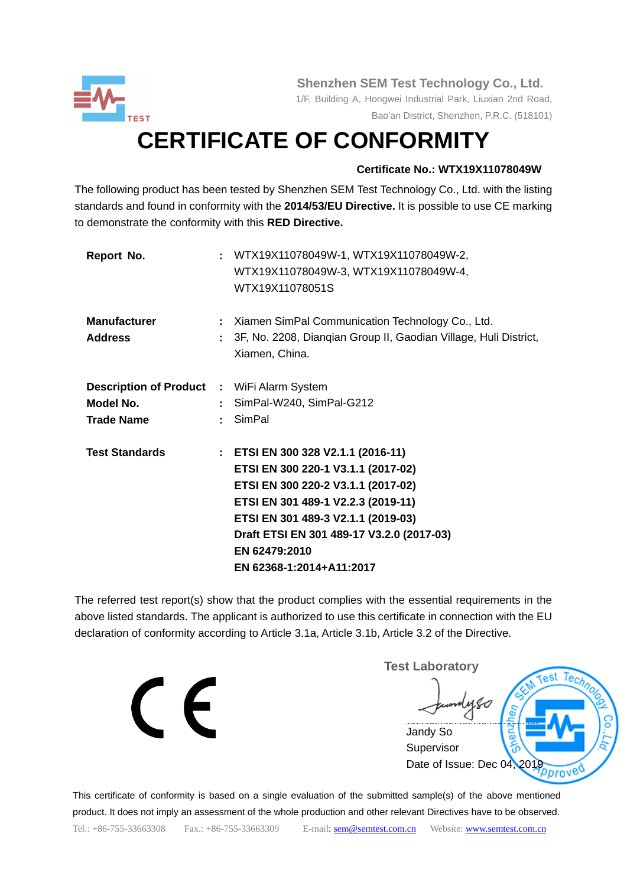Shenzhen SEM Test Technology Co., Ltd.

1/F, Building A, Hongwei Industrial Park, Liuxian 2nd Road, Bao'an District, Shenzhen, P.R.C. (518101)

# CERTIFICATE OF CONFORMITY

**Certificate No.: WTX19X11078049W**

The following product has been tested by Shenzhen SEM Test Technology Co., Ltd. with the listing standards and found in conformity with the **2014/53/EU Directive.** It is possible to use CE marking to demonstrate the conformity with this **RED Directive.**

| | | |
|---|---|---|
| **Report No.** | : | WTX19X11078049W-1, WTX19X11078049W-2, WTX19X11078049W-3, WTX19X11078049W-4, WTX19X11078051S |
| **Manufacturer** | : | Xiamen SimPal Communication Technology Co., Ltd. |
| **Address** | : | 3F, No. 2208, Dianqian Group II, Gaodian Village, Huli District, Xiamen, China. |
| **Description of Product** | : | WiFi Alarm System |
| **Model No.** | : | SimPal-W240, SimPal-G212 |
| **Trade Name** | : | SimPal |
| **Test Standards** | : | **ETSI EN 300 328 V2.1.1 (2016-11)**<br>**ETSI EN 300 220-1 V3.1.1 (2017-02)**<br>**ETSI EN 300 220-2 V3.1.1 (2017-02)**<br>**ETSI EN 301 489-1 V2.2.3 (2019-11)**<br>**ETSI EN 301 489-3 V2.1.1 (2019-03)**<br>**Draft ETSI EN 301 489-17 V3.2.0 (2017-03)**<br>**EN 62479:2010**<br>**EN 62368-1:2014+A11:2017** |

The referred test report(s) show that the product complies with the essential requirements in the above listed standards. The applicant is authorized to use this certificate in connection with the EU declaration of conformity according to Article 3.1a, Article 3.1b, Article 3.2 of the Directive.

**Test Laboratory**

Jandy So

Supervisor

Date of Issue: Dec 04, 2019

This certificate of conformity is based on a single evaluation of the submitted sample(s) of the above mentioned product. It does not imply an assessment of the whole production and other relevant Directives have to be observed.

Tel.: +86-755-33663308 Fax.: +86-755-33663309 E-mail: sem@semtest.com.cn Website: www.semtest.com.cn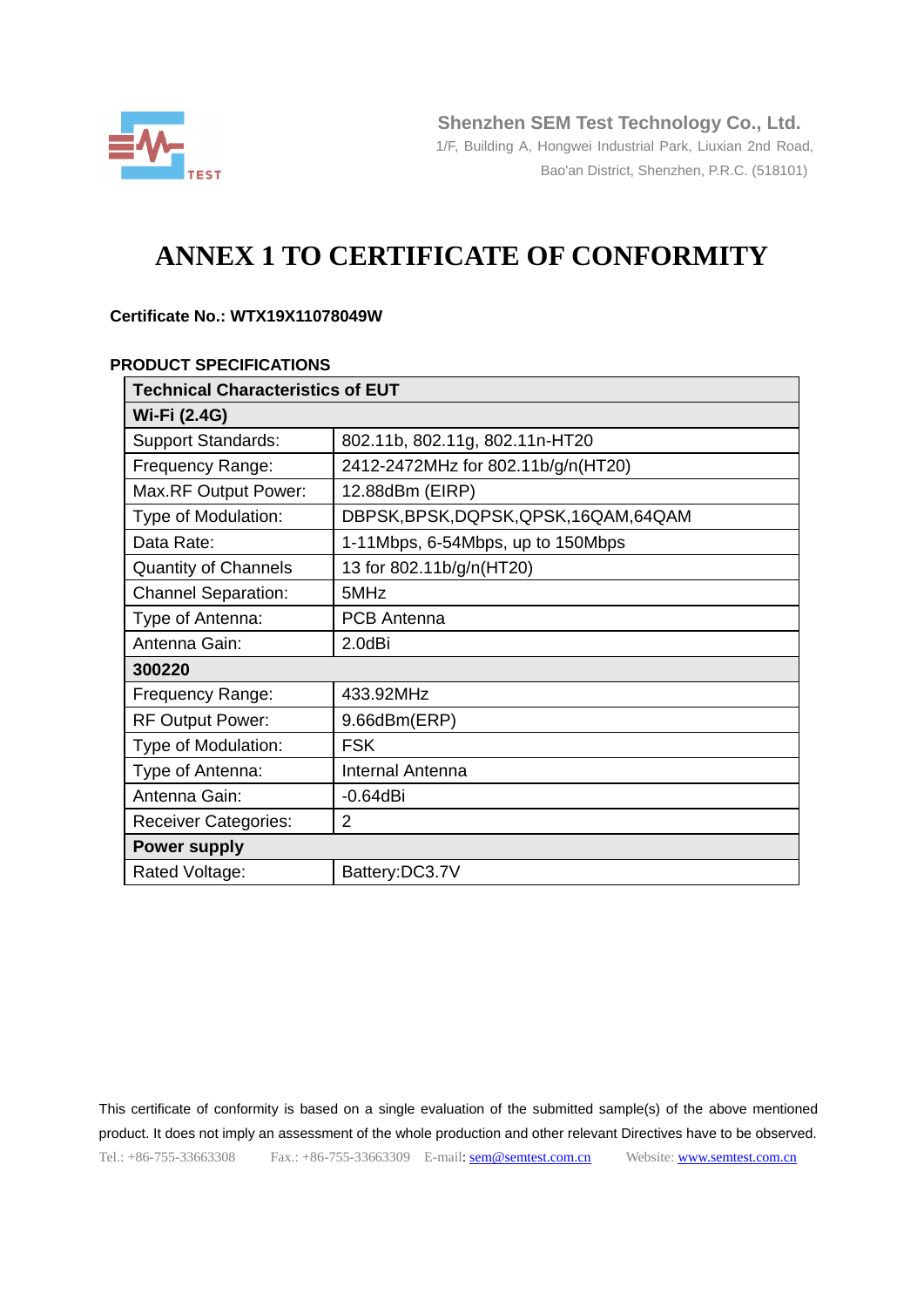Shenzhen SEM Test Technology Co., Ltd.
1/F, Building A, Hongwei Industrial Park, Liuxian 2nd Road, Bao'an District, Shenzhen, P.R.C. (518101)

# ANNEX 1 TO CERTIFICATE OF CONFORMITY

**Certificate No.: WTX19X11078049W**

**PRODUCT SPECIFICATIONS**

| | |
|---|---|
| **Technical Characteristics of EUT** | |
| **Wi-Fi (2.4G)** | |
| Support Standards: | 802.11b, 802.11g, 802.11n-HT20 |
| Frequency Range: | 2412-2472MHz for 802.11b/g/n(HT20) |
| Max.RF Output Power: | 12.88dBm (EIRP) |
| Type of Modulation: | DBPSK,BPSK,DQPSK,QPSK,16QAM,64QAM |
| Data Rate: | 1-11Mbps, 6-54Mbps, up to 150Mbps |
| Quantity of Channels | 13 for 802.11b/g/n(HT20) |
| Channel Separation: | 5MHz |
| Type of Antenna: | PCB Antenna |
| Antenna Gain: | 2.0dBi |
| **300220** | |
| Frequency Range: | 433.92MHz |
| RF Output Power: | 9.66dBm(ERP) |
| Type of Modulation: | FSK |
| Type of Antenna: | Internal Antenna |
| Antenna Gain: | -0.64dBi |
| Receiver Categories: | 2 |
| **Power supply** | |
| Rated Voltage: | Battery:DC3.7V |

This certificate of conformity is based on a single evaluation of the submitted sample(s) of the above mentioned product. It does not imply an assessment of the whole production and other relevant Directives have to be observed.

Tel.: +86-755-33663308 Fax.: +86-755-33663309 E-mail: sem@semtest.com.cn Website: www.semtest.com.cn